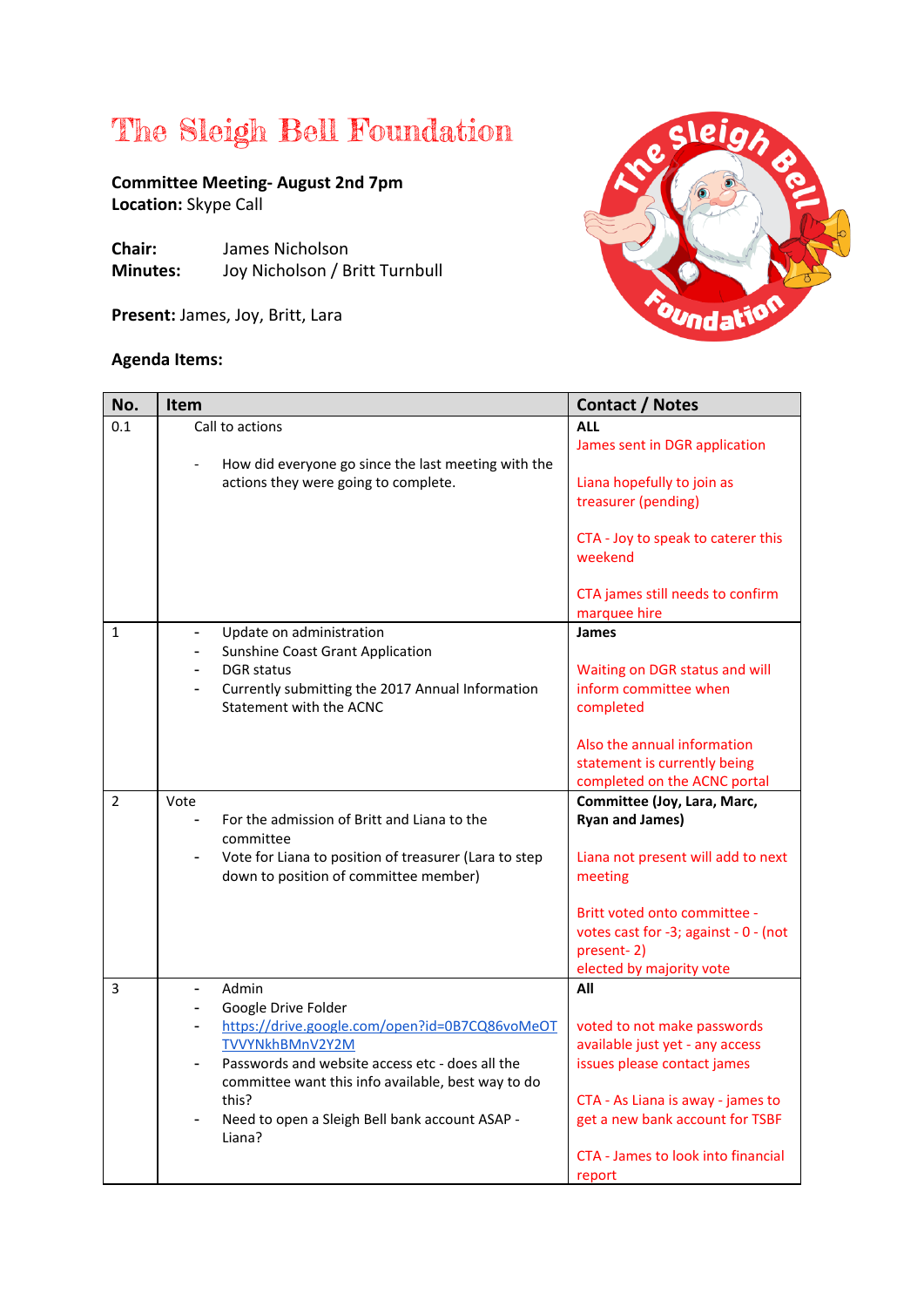# The Sleigh Bell Foundation

**Committee Meeting- August 2nd 7pm**
**Location:** Skype Call

**Chair:** James Nicholson
**Minutes:** Joy Nicholson / Britt Turnbull

**Present:** James, Joy, Britt, Lara

**Agenda Items:**

| No. | Item | Contact / Notes |
|---|---|---|
| 0.1 | Call to actions<br><br>- How did everyone go since the last meeting with the actions they were going to complete. | **ALL**<br>James sent in DGR application<br><br>Liana hopefully to join as treasurer (pending)<br><br>CTA - Joy to speak to caterer this weekend<br><br>CTA james still needs to confirm marquee hire |
| 1 | - Update on administration<br>- Sunshine Coast Grant Application<br>- DGR status<br>- Currently submitting the 2017 Annual Information Statement with the ACNC | **James**<br><br>Waiting on DGR status and will inform committee when completed<br><br>Also the annual information statement is currently being completed on the ACNC portal |
| 2 | Vote<br>- For the admission of Britt and Liana to the committee<br>- Vote for Liana to position of treasurer (Lara to step down to position of committee member) | **Committee (Joy, Lara, Marc, Ryan and James)**<br><br>Liana not present will add to next meeting<br><br>Britt voted onto committee - votes cast for -3; against - 0 - (not present- 2)<br>elected by majority vote |
| 3 | - Admin<br>- Google Drive Folder<br>- https://drive.google.com/open?id=0B7CQ86voMeOTTVVYNkhBMnV2Y2M<br>- Passwords and website access etc - does all the committee want this info available, best way to do this?<br>- Need to open a Sleigh Bell bank account ASAP - Liana? | **All**<br><br>voted to not make passwords available just yet - any access issues please contact james<br><br>CTA - As Liana is away - james to get a new bank account for TSBF<br><br>CTA - James to look into financial report |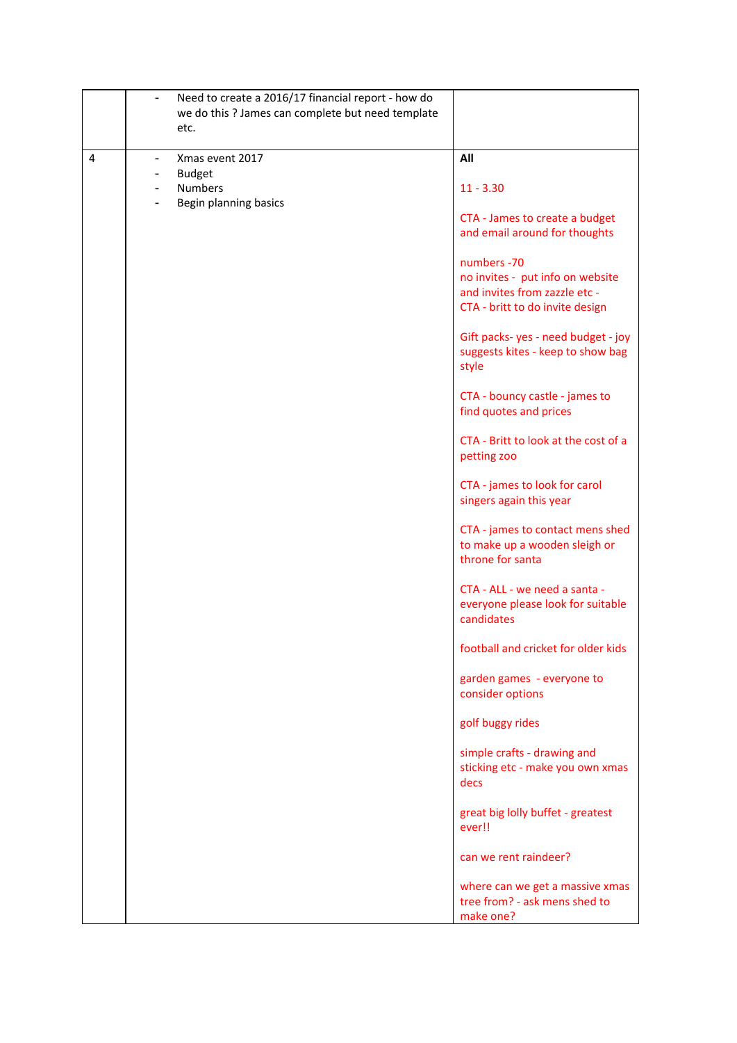| | | |
|---|---|---|
| | - Need to create a 2016/17 financial report - how do we do this ? James can complete but need template etc. | |
| 4 | - Xmas event 2017<br>- Budget<br>- Numbers<br>- Begin planning basics | **All**<br><br>11 - 3.30<br><br>CTA - James to create a budget and email around for thoughts<br><br>numbers -70<br>no invites - put info on website and invites from zazzle etc -<br>CTA - britt to do invite design<br><br>Gift packs- yes - need budget - joy suggests kites - keep to show bag style<br><br>CTA - bouncy castle - james to find quotes and prices<br><br>CTA - Britt to look at the cost of a petting zoo<br><br>CTA - james to look for carol singers again this year<br><br>CTA - james to contact mens shed to make up a wooden sleigh or throne for santa<br><br>CTA - ALL - we need a santa - everyone please look for suitable candidates<br><br>football and cricket for older kids<br><br>garden games - everyone to consider options<br><br>golf buggy rides<br><br>simple crafts - drawing and sticking etc - make you own xmas decs<br><br>great big lolly buffet - greatest ever!!<br><br>can we rent raindeer?<br><br>where can we get a massive xmas tree from? - ask mens shed to make one? |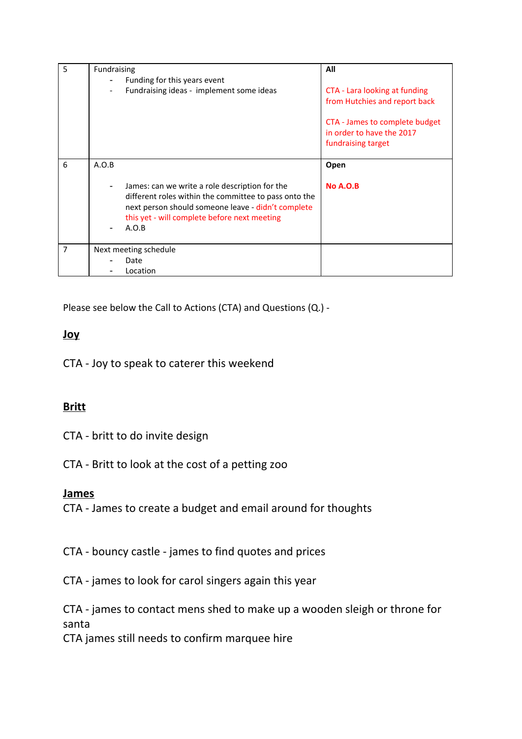| | | |
|---|---|---|
| 5 | Fundraising<br>- Funding for this years event<br>- Fundraising ideas - implement some ideas | **All**<br><br>CTA - Lara looking at funding from Hutchies and report back<br><br>CTA - James to complete budget in order to have the 2017 fundraising target |
| 6 | A.O.B<br><br>- James: can we write a role description for the different roles within the committee to pass onto the next person should someone leave - didn't complete this yet - will complete before next meeting<br>- A.O.B | **Open**<br><br>**No A.O.B** |
| 7 | Next meeting schedule<br>- Date<br>- Location | |

Please see below the Call to Actions (CTA) and Questions (Q.) -

**<u>Joy</u>**

CTA - Joy to speak to caterer this weekend

**<u>Britt</u>**

CTA - britt to do invite design

CTA - Britt to look at the cost of a petting zoo

**<u>James</u>**

CTA - James to create a budget and email around for thoughts

CTA - bouncy castle - james to find quotes and prices

CTA - james to look for carol singers again this year

CTA - james to contact mens shed to make up a wooden sleigh or throne for santa

CTA james still needs to confirm marquee hire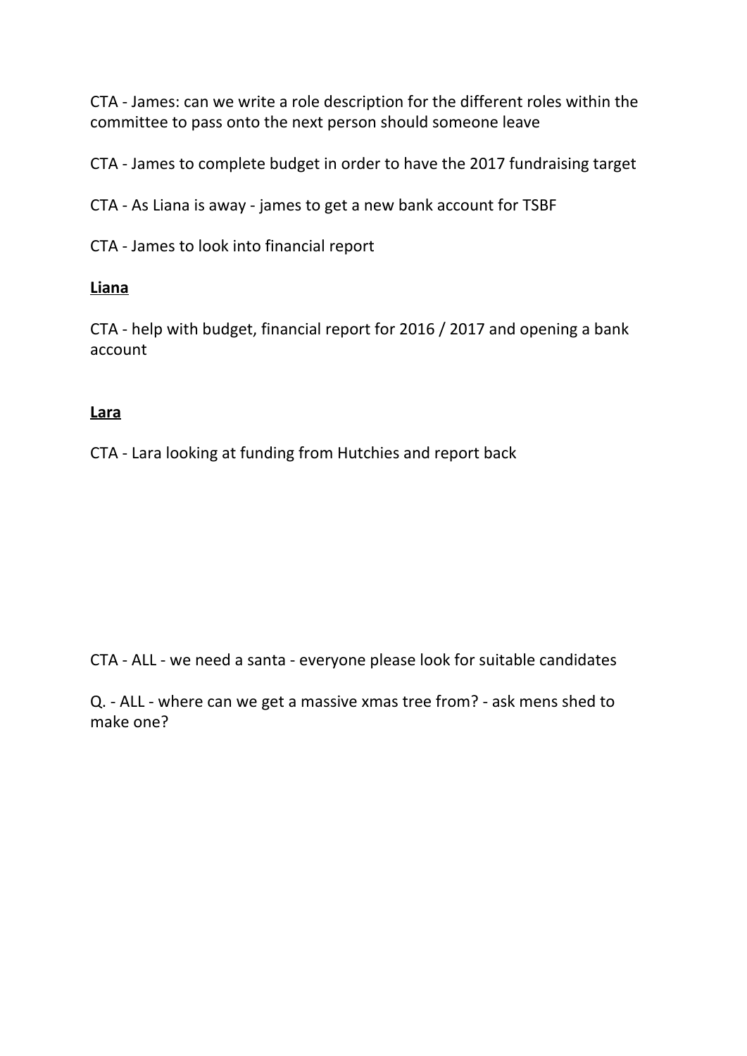CTA - James: can we write a role description for the different roles within the committee to pass onto the next person should someone leave

CTA - James to complete budget in order to have the 2017 fundraising target

CTA - As Liana is away - james to get a new bank account for TSBF

CTA - James to look into financial report

**<u>Liana</u>**

CTA - help with budget, financial report for 2016 / 2017 and opening a bank account

**<u>Lara</u>**

CTA - Lara looking at funding from Hutchies and report back

CTA - ALL - we need a santa - everyone please look for suitable candidates

Q. - ALL - where can we get a massive xmas tree from? - ask mens shed to make one?